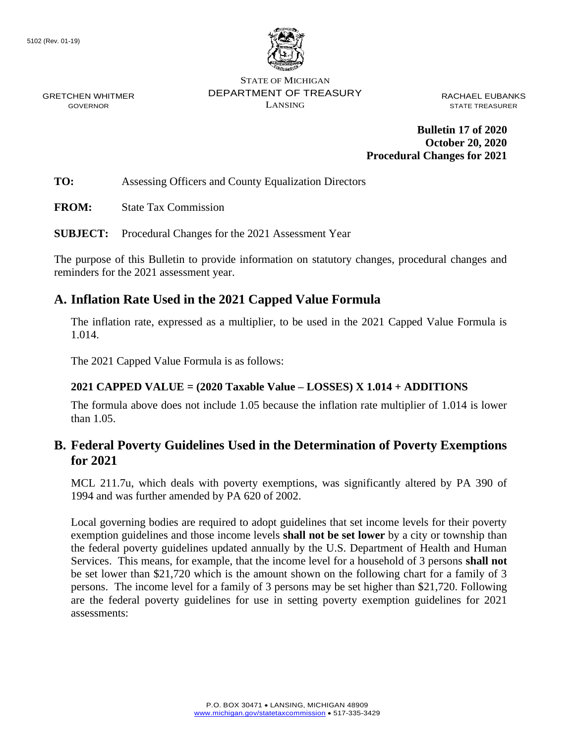5102 (Rev. 01-19)

STATE OF MICHIGAN
DEPARTMENT OF TREASURY
LANSING

GRETCHEN WHITMER
GOVERNOR

RACHAEL EUBANKS
STATE TREASURER

**Bulletin 17 of 2020**
**October 20, 2020**
**Procedural Changes for 2021**

**TO:** Assessing Officers and County Equalization Directors

**FROM:** State Tax Commission

**SUBJECT:** Procedural Changes for the 2021 Assessment Year

The purpose of this Bulletin to provide information on statutory changes, procedural changes and reminders for the 2021 assessment year.

## A. Inflation Rate Used in the 2021 Capped Value Formula

The inflation rate, expressed as a multiplier, to be used in the 2021 Capped Value Formula is 1.014.

The 2021 Capped Value Formula is as follows:

**2021 CAPPED VALUE = (2020 Taxable Value – LOSSES) X 1.014 + ADDITIONS**

The formula above does not include 1.05 because the inflation rate multiplier of 1.014 is lower than 1.05.

## B. Federal Poverty Guidelines Used in the Determination of Poverty Exemptions for 2021

MCL 211.7u, which deals with poverty exemptions, was significantly altered by PA 390 of 1994 and was further amended by PA 620 of 2002.

Local governing bodies are required to adopt guidelines that set income levels for their poverty exemption guidelines and those income levels **shall not be set lower** by a city or township than the federal poverty guidelines updated annually by the U.S. Department of Health and Human Services. This means, for example, that the income level for a household of 3 persons **shall not** be set lower than $21,720 which is the amount shown on the following chart for a family of 3 persons. The income level for a family of 3 persons may be set higher than $21,720. Following are the federal poverty guidelines for use in setting poverty exemption guidelines for 2021 assessments:

P.O. BOX 30471 • LANSING, MICHIGAN 48909
www.michigan.gov/statetaxcommission • 517-335-3429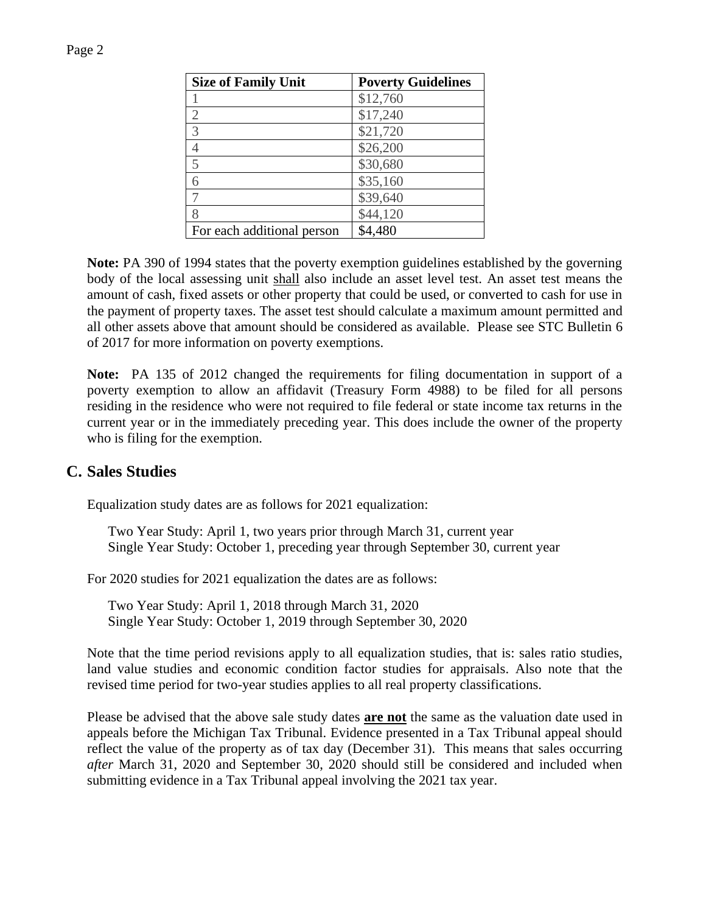| Size of Family Unit | Poverty Guidelines |
|---|---|
| 1 | $12,760 |
| 2 | $17,240 |
| 3 | $21,720 |
| 4 | $26,200 |
| 5 | $30,680 |
| 6 | $35,160 |
| 7 | $39,640 |
| 8 | $44,120 |
| For each additional person | $4,480 |

**Note:** PA 390 of 1994 states that the poverty exemption guidelines established by the governing body of the local assessing unit shall also include an asset level test. An asset test means the amount of cash, fixed assets or other property that could be used, or converted to cash for use in the payment of property taxes. The asset test should calculate a maximum amount permitted and all other assets above that amount should be considered as available. Please see STC Bulletin 6 of 2017 for more information on poverty exemptions.

**Note:** PA 135 of 2012 changed the requirements for filing documentation in support of a poverty exemption to allow an affidavit (Treasury Form 4988) to be filed for all persons residing in the residence who were not required to file federal or state income tax returns in the current year or in the immediately preceding year. This does include the owner of the property who is filing for the exemption.

## C. Sales Studies

Equalization study dates are as follows for 2021 equalization:

Two Year Study: April 1, two years prior through March 31, current year
Single Year Study: October 1, preceding year through September 30, current year

For 2020 studies for 2021 equalization the dates are as follows:

Two Year Study: April 1, 2018 through March 31, 2020
Single Year Study: October 1, 2019 through September 30, 2020

Note that the time period revisions apply to all equalization studies, that is: sales ratio studies, land value studies and economic condition factor studies for appraisals. Also note that the revised time period for two-year studies applies to all real property classifications.

Please be advised that the above sale study dates **are not** the same as the valuation date used in appeals before the Michigan Tax Tribunal. Evidence presented in a Tax Tribunal appeal should reflect the value of the property as of tax day (December 31). This means that sales occurring *after* March 31, 2020 and September 30, 2020 should still be considered and included when submitting evidence in a Tax Tribunal appeal involving the 2021 tax year.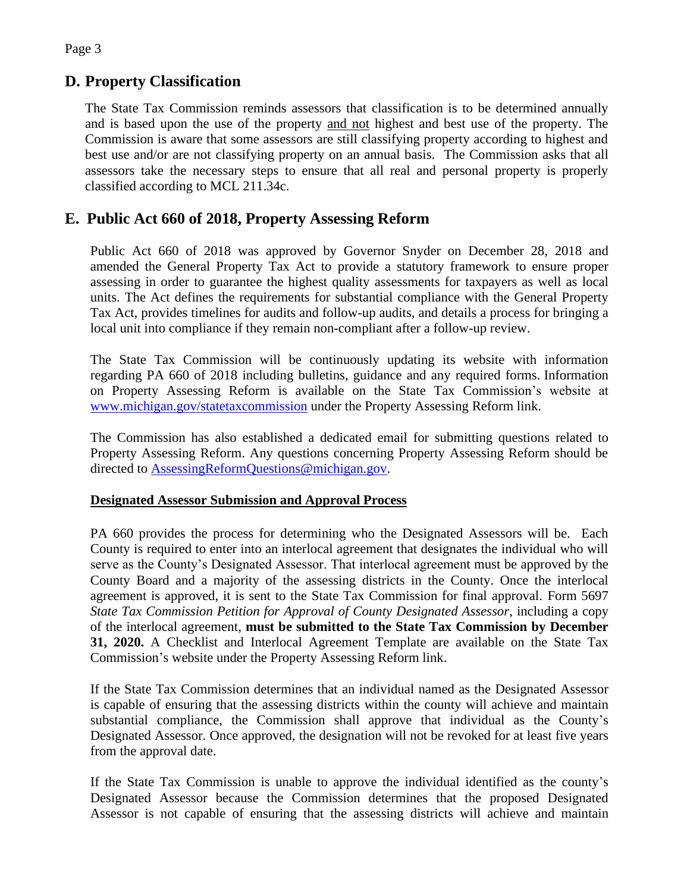## D. Property Classification

The State Tax Commission reminds assessors that classification is to be determined annually and is based upon the use of the property and not highest and best use of the property. The Commission is aware that some assessors are still classifying property according to highest and best use and/or are not classifying property on an annual basis. The Commission asks that all assessors take the necessary steps to ensure that all real and personal property is properly classified according to MCL 211.34c.

## E. Public Act 660 of 2018, Property Assessing Reform

Public Act 660 of 2018 was approved by Governor Snyder on December 28, 2018 and amended the General Property Tax Act to provide a statutory framework to ensure proper assessing in order to guarantee the highest quality assessments for taxpayers as well as local units. The Act defines the requirements for substantial compliance with the General Property Tax Act, provides timelines for audits and follow-up audits, and details a process for bringing a local unit into compliance if they remain non-compliant after a follow-up review.

The State Tax Commission will be continuously updating its website with information regarding PA 660 of 2018 including bulletins, guidance and any required forms. Information on Property Assessing Reform is available on the State Tax Commission's website at www.michigan.gov/statetaxcommission under the Property Assessing Reform link.

The Commission has also established a dedicated email for submitting questions related to Property Assessing Reform. Any questions concerning Property Assessing Reform should be directed to AssessingReformQuestions@michigan.gov.

**Designated Assessor Submission and Approval Process**

PA 660 provides the process for determining who the Designated Assessors will be. Each County is required to enter into an interlocal agreement that designates the individual who will serve as the County's Designated Assessor. That interlocal agreement must be approved by the County Board and a majority of the assessing districts in the County. Once the interlocal agreement is approved, it is sent to the State Tax Commission for final approval. Form 5697 *State Tax Commission Petition for Approval of County Designated Assessor*, including a copy of the interlocal agreement, **must be submitted to the State Tax Commission by December 31, 2020.** A Checklist and Interlocal Agreement Template are available on the State Tax Commission's website under the Property Assessing Reform link.

If the State Tax Commission determines that an individual named as the Designated Assessor is capable of ensuring that the assessing districts within the county will achieve and maintain substantial compliance, the Commission shall approve that individual as the County's Designated Assessor. Once approved, the designation will not be revoked for at least five years from the approval date.

If the State Tax Commission is unable to approve the individual identified as the county's Designated Assessor because the Commission determines that the proposed Designated Assessor is not capable of ensuring that the assessing districts will achieve and maintain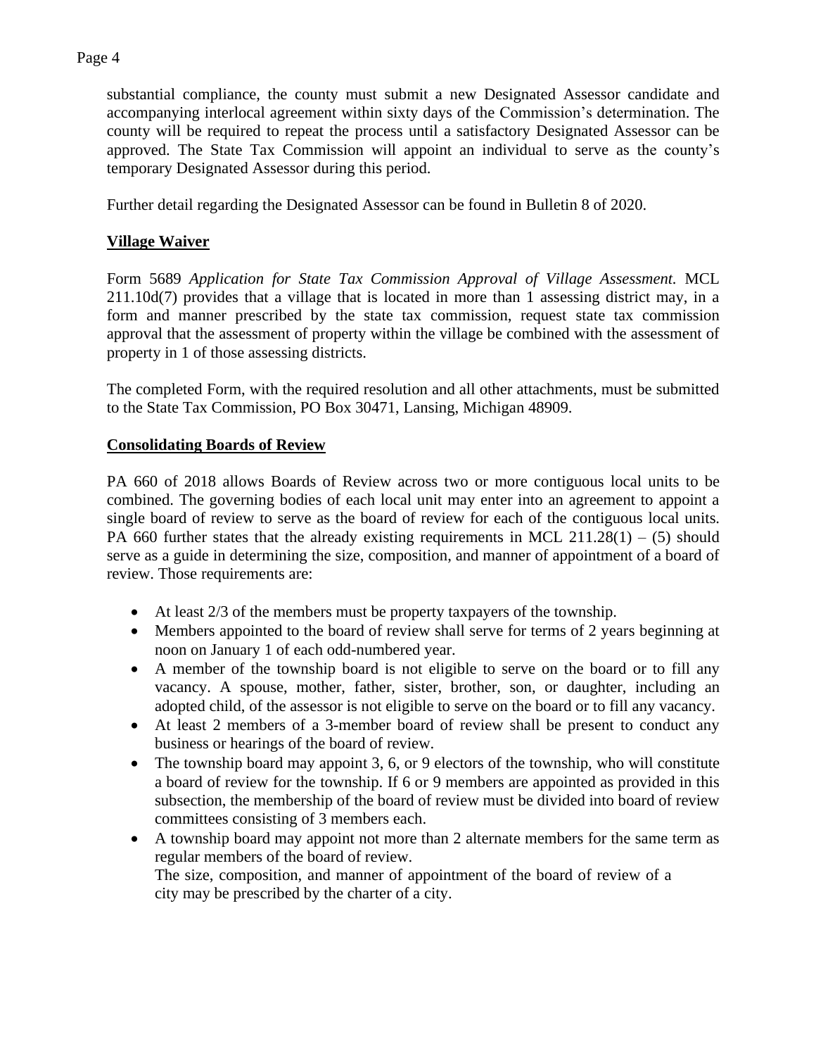substantial compliance, the county must submit a new Designated Assessor candidate and accompanying interlocal agreement within sixty days of the Commission's determination. The county will be required to repeat the process until a satisfactory Designated Assessor can be approved. The State Tax Commission will appoint an individual to serve as the county's temporary Designated Assessor during this period.

Further detail regarding the Designated Assessor can be found in Bulletin 8 of 2020.

## Village Waiver

Form 5689 *Application for State Tax Commission Approval of Village Assessment.* MCL 211.10d(7) provides that a village that is located in more than 1 assessing district may, in a form and manner prescribed by the state tax commission, request state tax commission approval that the assessment of property within the village be combined with the assessment of property in 1 of those assessing districts.

The completed Form, with the required resolution and all other attachments, must be submitted to the State Tax Commission, PO Box 30471, Lansing, Michigan 48909.

## Consolidating Boards of Review

PA 660 of 2018 allows Boards of Review across two or more contiguous local units to be combined. The governing bodies of each local unit may enter into an agreement to appoint a single board of review to serve as the board of review for each of the contiguous local units. PA 660 further states that the already existing requirements in MCL 211.28(1) – (5) should serve as a guide in determining the size, composition, and manner of appointment of a board of review. Those requirements are:

- At least 2/3 of the members must be property taxpayers of the township.
- Members appointed to the board of review shall serve for terms of 2 years beginning at noon on January 1 of each odd-numbered year.
- A member of the township board is not eligible to serve on the board or to fill any vacancy. A spouse, mother, father, sister, brother, son, or daughter, including an adopted child, of the assessor is not eligible to serve on the board or to fill any vacancy.
- At least 2 members of a 3-member board of review shall be present to conduct any business or hearings of the board of review.
- The township board may appoint 3, 6, or 9 electors of the township, who will constitute a board of review for the township. If 6 or 9 members are appointed as provided in this subsection, the membership of the board of review must be divided into board of review committees consisting of 3 members each.
- A township board may appoint not more than 2 alternate members for the same term as regular members of the board of review.
  The size, composition, and manner of appointment of the board of review of a city may be prescribed by the charter of a city.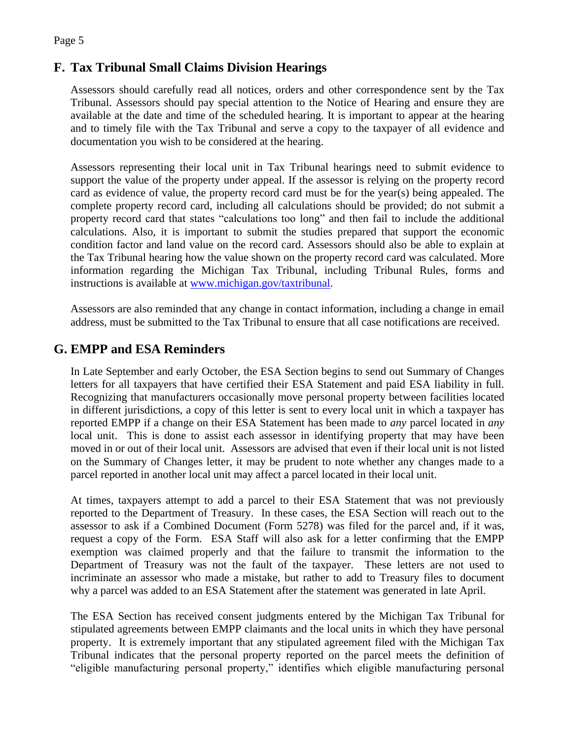## F. Tax Tribunal Small Claims Division Hearings

Assessors should carefully read all notices, orders and other correspondence sent by the Tax Tribunal. Assessors should pay special attention to the Notice of Hearing and ensure they are available at the date and time of the scheduled hearing. It is important to appear at the hearing and to timely file with the Tax Tribunal and serve a copy to the taxpayer of all evidence and documentation you wish to be considered at the hearing.

Assessors representing their local unit in Tax Tribunal hearings need to submit evidence to support the value of the property under appeal. If the assessor is relying on the property record card as evidence of value, the property record card must be for the year(s) being appealed. The complete property record card, including all calculations should be provided; do not submit a property record card that states "calculations too long" and then fail to include the additional calculations. Also, it is important to submit the studies prepared that support the economic condition factor and land value on the record card. Assessors should also be able to explain at the Tax Tribunal hearing how the value shown on the property record card was calculated. More information regarding the Michigan Tax Tribunal, including Tribunal Rules, forms and instructions is available at [www.michigan.gov/taxtribunal](http://www.michigan.gov/taxtribunal).

Assessors are also reminded that any change in contact information, including a change in email address, must be submitted to the Tax Tribunal to ensure that all case notifications are received.

## G. EMPP and ESA Reminders

In Late September and early October, the ESA Section begins to send out Summary of Changes letters for all taxpayers that have certified their ESA Statement and paid ESA liability in full. Recognizing that manufacturers occasionally move personal property between facilities located in different jurisdictions, a copy of this letter is sent to every local unit in which a taxpayer has reported EMPP if a change on their ESA Statement has been made to *any* parcel located in *any* local unit. This is done to assist each assessor in identifying property that may have been moved in or out of their local unit. Assessors are advised that even if their local unit is not listed on the Summary of Changes letter, it may be prudent to note whether any changes made to a parcel reported in another local unit may affect a parcel located in their local unit.

At times, taxpayers attempt to add a parcel to their ESA Statement that was not previously reported to the Department of Treasury. In these cases, the ESA Section will reach out to the assessor to ask if a Combined Document (Form 5278) was filed for the parcel and, if it was, request a copy of the Form. ESA Staff will also ask for a letter confirming that the EMPP exemption was claimed properly and that the failure to transmit the information to the Department of Treasury was not the fault of the taxpayer. These letters are not used to incriminate an assessor who made a mistake, but rather to add to Treasury files to document why a parcel was added to an ESA Statement after the statement was generated in late April.

The ESA Section has received consent judgments entered by the Michigan Tax Tribunal for stipulated agreements between EMPP claimants and the local units in which they have personal property. It is extremely important that any stipulated agreement filed with the Michigan Tax Tribunal indicates that the personal property reported on the parcel meets the definition of "eligible manufacturing personal property," identifies which eligible manufacturing personal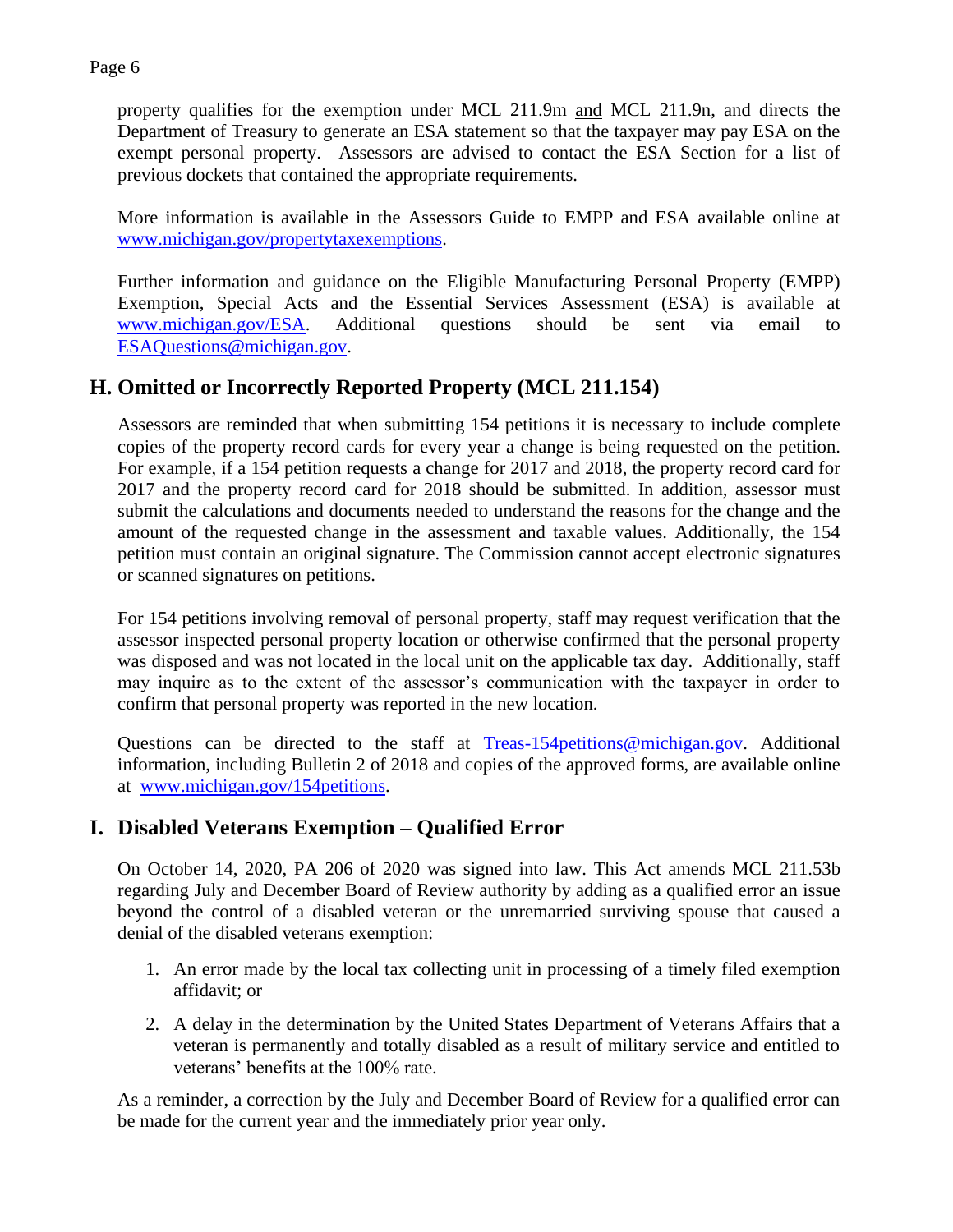property qualifies for the exemption under MCL 211.9m and MCL 211.9n, and directs the Department of Treasury to generate an ESA statement so that the taxpayer may pay ESA on the exempt personal property. Assessors are advised to contact the ESA Section for a list of previous dockets that contained the appropriate requirements.

More information is available in the Assessors Guide to EMPP and ESA available online at www.michigan.gov/propertytaxexemptions.

Further information and guidance on the Eligible Manufacturing Personal Property (EMPP) Exemption, Special Acts and the Essential Services Assessment (ESA) is available at www.michigan.gov/ESA. Additional questions should be sent via email to ESAQuestions@michigan.gov.

## H. Omitted or Incorrectly Reported Property (MCL 211.154)

Assessors are reminded that when submitting 154 petitions it is necessary to include complete copies of the property record cards for every year a change is being requested on the petition. For example, if a 154 petition requests a change for 2017 and 2018, the property record card for 2017 and the property record card for 2018 should be submitted. In addition, assessor must submit the calculations and documents needed to understand the reasons for the change and the amount of the requested change in the assessment and taxable values. Additionally, the 154 petition must contain an original signature. The Commission cannot accept electronic signatures or scanned signatures on petitions.

For 154 petitions involving removal of personal property, staff may request verification that the assessor inspected personal property location or otherwise confirmed that the personal property was disposed and was not located in the local unit on the applicable tax day. Additionally, staff may inquire as to the extent of the assessor's communication with the taxpayer in order to confirm that personal property was reported in the new location.

Questions can be directed to the staff at Treas-154petitions@michigan.gov. Additional information, including Bulletin 2 of 2018 and copies of the approved forms, are available online at www.michigan.gov/154petitions.

## I. Disabled Veterans Exemption – Qualified Error

On October 14, 2020, PA 206 of 2020 was signed into law. This Act amends MCL 211.53b regarding July and December Board of Review authority by adding as a qualified error an issue beyond the control of a disabled veteran or the unremarried surviving spouse that caused a denial of the disabled veterans exemption:

1. An error made by the local tax collecting unit in processing of a timely filed exemption affidavit; or
2. A delay in the determination by the United States Department of Veterans Affairs that a veteran is permanently and totally disabled as a result of military service and entitled to veterans' benefits at the 100% rate.

As a reminder, a correction by the July and December Board of Review for a qualified error can be made for the current year and the immediately prior year only.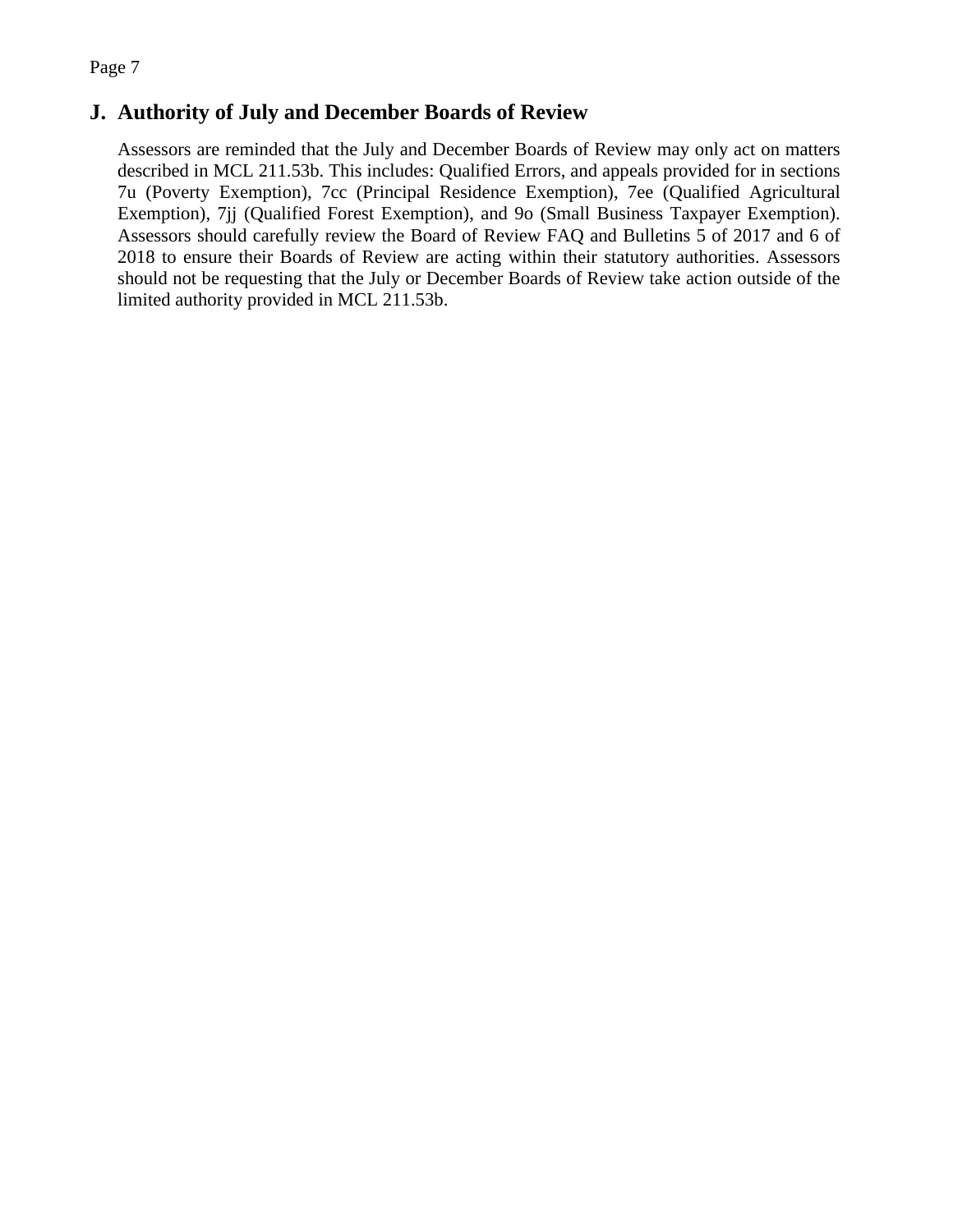## J. Authority of July and December Boards of Review

Assessors are reminded that the July and December Boards of Review may only act on matters described in MCL 211.53b. This includes: Qualified Errors, and appeals provided for in sections 7u (Poverty Exemption), 7cc (Principal Residence Exemption), 7ee (Qualified Agricultural Exemption), 7jj (Qualified Forest Exemption), and 9o (Small Business Taxpayer Exemption). Assessors should carefully review the Board of Review FAQ and Bulletins 5 of 2017 and 6 of 2018 to ensure their Boards of Review are acting within their statutory authorities. Assessors should not be requesting that the July or December Boards of Review take action outside of the limited authority provided in MCL 211.53b.